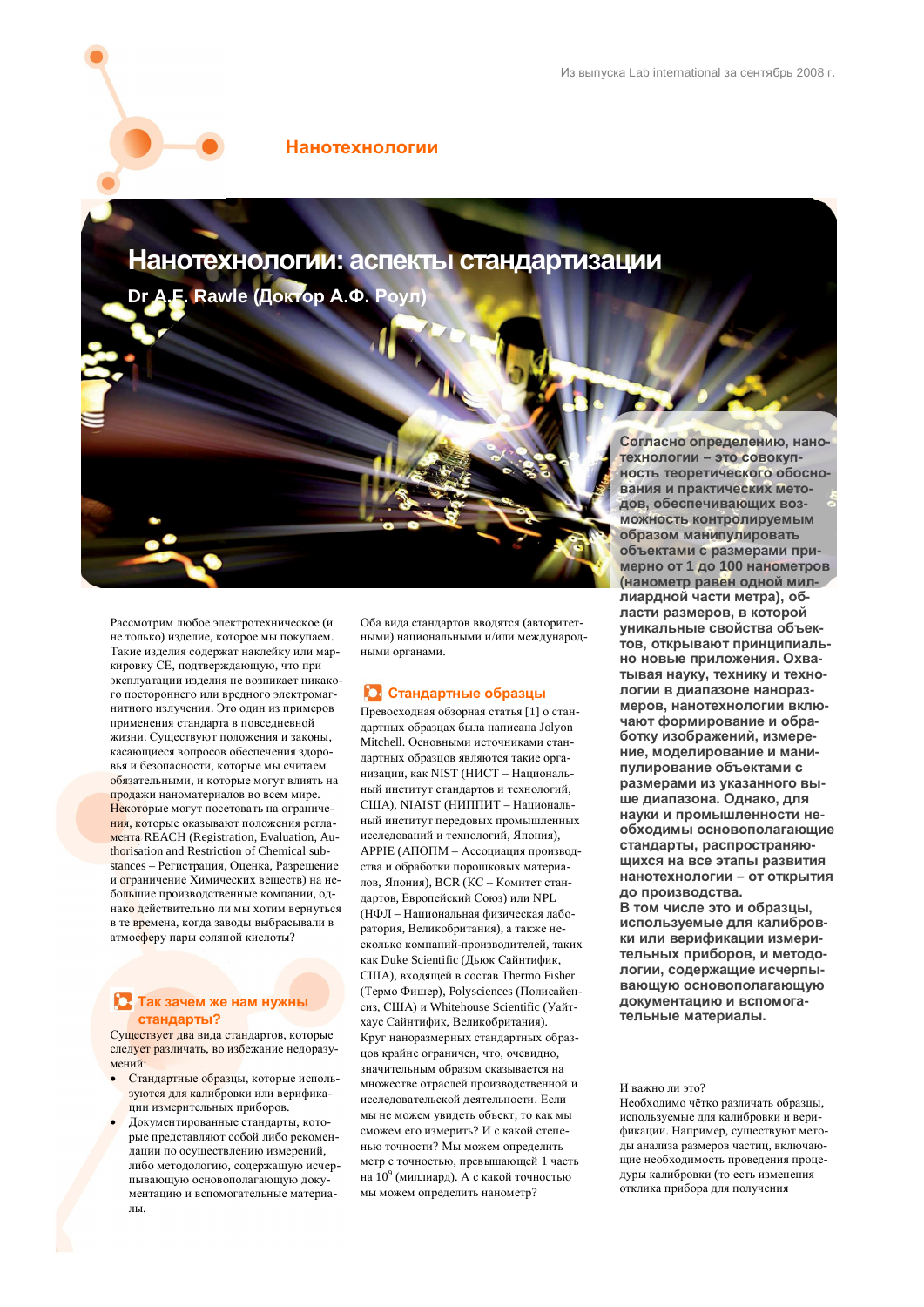Из выпуска Lab international за сентябрь 2008 г.

**Нанотехнологии**

# Нанотехнологии: аспекты стандартизации

**Dr A.F. Rawle (Доктор А.Ф. Роул)**

**Согласно определению, нанотехнологии – это совокупность теоретического обоснования и практических методов, обеспечивающих возможность контролируемым образом манипулировать объектами с размерами примерно от 1 до 100 нанометров (нанометр равен одной миллиардной части метра), области размеров, в которой уникальные свойства объектов, открывают принципиально новые приложения. Охватывая науку, технику и технологии в диапазоне наноразмеров, нанотехнологии включают формирование и обработку изображений, измерение, моделирование и манипулирование объектами с размерами из указанного выше диапазона. Однако, для науки и промышленности необходимы основополагающие стандарты, распространяющихся на все этапы развития нанотехнологии – от открытия до производства.**
**В том числе это и образцы, используемые для калибровки или верификации измерительных приборов, и методологии, содержащие исчерпывающую основополагающую документацию и вспомогательные материалы.**

Рассмотрим любое электротехническое (и не только) изделие, которое мы покупаем. Такие изделия содержат наклейку или маркировку CE, подтверждающую, что при эксплуатации изделия не возникает никакого постороннего или вредного электромагнитного излучения. Это один из примеров применения стандарта в повседневной жизни. Существуют положения и законы, касающиеся вопросов обеспечения здоровья и безопасности, которые мы считаем обязательными, и которые могут влиять на продажи наноматериалов во всем мире. Некоторые могут посетовать на ограничения, которые оказывают положения регламента REACH (Registration, Evaluation, Authorisation and Restriction of Chemical substances – Регистрация, Оценка, Разрешение и ограничение Химических веществ) на небольшие производственные компании, однако действительно ли мы хотим вернуться в те времена, когда заводы выбрасывали в атмосферу пары соляной кислоты?

## Так зачем же нам нужны стандарты?

Существует два вида стандартов, которые следует различать, во избежание недоразумений:

- Стандартные образцы, которые используются для калибровки или верификации измерительных приборов.
- Документированные стандарты, которые представляют собой либо рекомендации по осуществлению измерений, либо методологию, содержащую исчерпывающую основополагающую документацию и вспомогательные материалы.

Оба вида стандартов вводятся (авторитетными) национальными и/или международными органами.

## Стандартные образцы

Превосходная обзорная статья [1] о стандартных образцах была написана Jolyon Mitchell. Основными источниками стандартных образцов являются такие организации, как NIST (НИСТ – Национальный институт стандартов и технологий, США), NIAIST (НИППИТ – Национальный институт передовых промышленных исследований и технологий, Япония), APPIE (АПОПМ – Ассоциация производства и обработки порошковых материалов, Япония), BCR (КС – Комитет стандартов, Европейский Союз) или NPL (НФЛ – Национальная физическая лаборатория, Великобритания), а также несколько компаний-производителей, таких как Duke Scientific (Дьюк Сайнтифик, США), входящей в состав Thermo Fisher (Термо Фишер), Polysciences (Полисайенсиз, США) и Whitehouse Scientific (Уайтхаус Сайнтифик, Великобритания). Круг наноразмерных стандартных образцов крайне ограничен, что, очевидно, значительным образом сказывается на множестве отраслей производственной и исследовательской деятельности. Если мы не можем увидеть объект, то как мы сможем его измерить? И с какой степенью точности? Мы можем определить метр с точностью, превышающей 1 часть на $10^9$ (миллиард). А с какой точностью мы можем определить нанометр?

И важно ли это?
Необходимо чётко различать образцы, используемые для калибровки и верификации. Например, существуют методы анализа размеров частиц, включающие необходимость проведения процедуры калибровки (то есть изменения отклика прибора для получения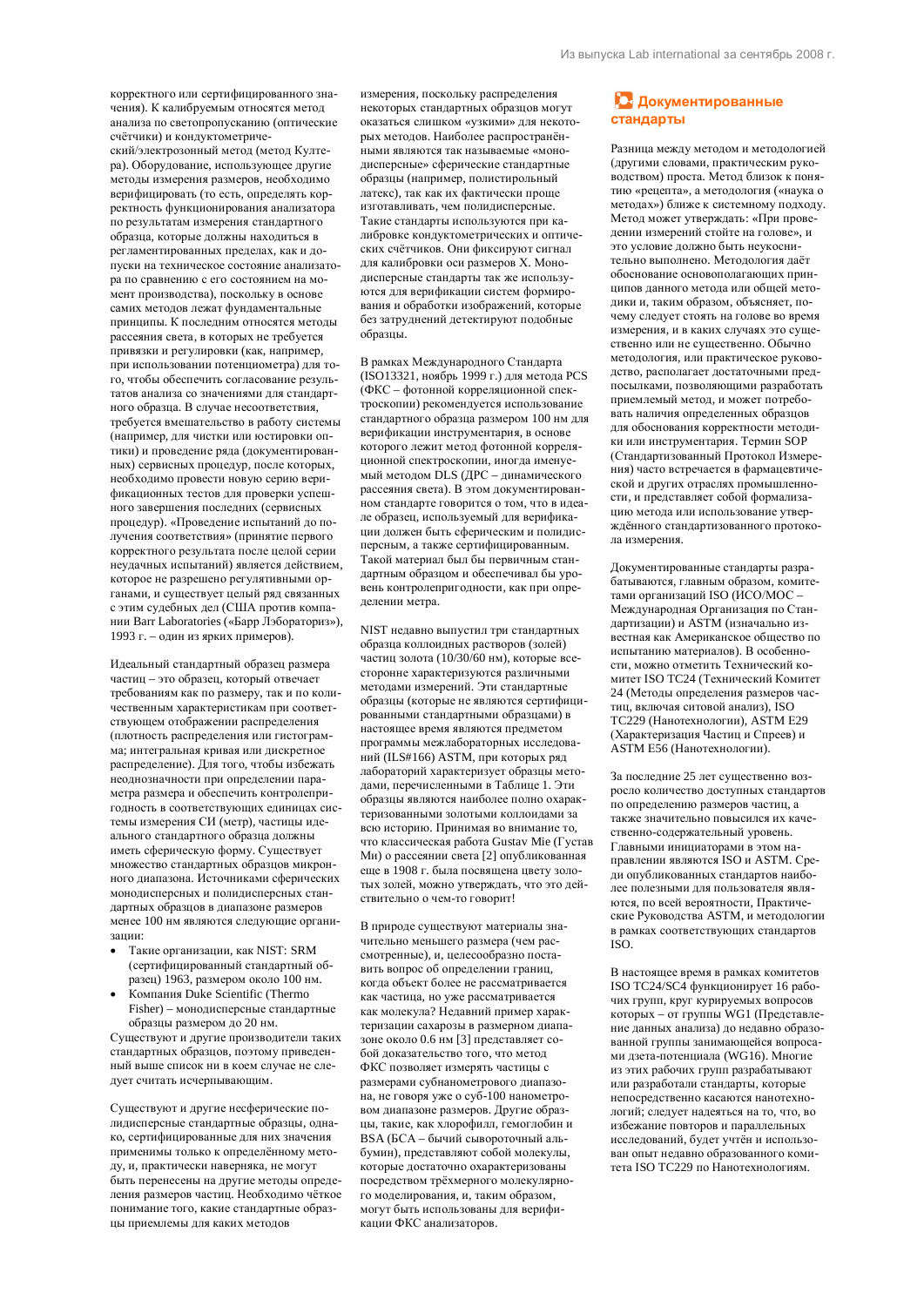корректного или сертифицированного значения). К калибруемым относятся метод анализа по светопропусканию (оптические счётчики) и кондуктометрический/электрозонный метод (метод Култера). Оборудование, использующее другие методы измерения размеров, необходимо верифицировать (то есть, определять корректность функционирования анализатора по результатам измерения стандартного образца, которые должны находиться в регламентированных пределах, как и допуски на техническое состояние анализатора по сравнению с его состоянием на момент производства), поскольку в основе самих методов лежат фундаментальные принципы. К последним относятся методы рассеяния света, в которых не требуется привязки и регулировки (как, например, при использовании потенциометра) для того, чтобы обеспечить согласование результатов анализа со значениями для стандартного образца. В случае несоответствия, требуется вмешательство в работу системы (например, для чистки или юстировки оптики) и проведение ряда (документированных) сервисных процедур, после которых, необходимо провести новую серию верификационных тестов для проверки успешного завершения последних (сервисных процедур). «Проведение испытаний до получения соответствия» (принятие первого корректного результата после целой серии неудачных испытаний) является действием, которое не разрешено регулятивными органами, и существует целый ряд связанных с этим судебных дел (США против компании Barr Laboratories («Барр Лэбораториз»), 1993 г. – один из ярких примеров).

Идеальный стандартный образец размера частиц – это образец, который отвечает требованиям как по размеру, так и по количественным характеристикам при соответствующем отображении распределения (плотность распределения или гистограмма; интегральная кривая или дискретное распределение). Для того, чтобы избежать неоднозначности при определении параметра размера и обеспечить контролепригодность в соответствующих единицах системы измерения СИ (метр), частицы идеального стандартного образца должны иметь сферическую форму. Существует множество стандартных образцов микронного диапазона. Источниками сферических монодисперсных и полидисперсных стандартных образцов в диапазоне размеров менее 100 нм являются следующие организации:

- Такие организации, как NIST: SRM (сертифицированный стандартный образец) 1963, размером около 100 нм.
- Компания Duke Scientific (Thermo Fisher) – монодисперсные стандартные образцы размером до 20 нм.

Существуют и другие производители таких стандартных образцов, поэтому приведенный выше список ни в коем случае не следует считать исчерпывающим.

Существуют и другие несферические полидисперсные стандартные образцы, однако, сертифицированные для них значения применимы только к определённому методу, и, практически наверняка, не могут быть перенесены на другие методы определения размеров частиц. Необходимо чёткое понимание того, какие стандартные образцы приемлемы для каких методов измерения, поскольку распределения некоторых стандартных образцов могут оказаться слишком «узкими» для некоторых методов. Наиболее распространёнными являются так называемые «монодисперсные» сферические стандартные образцы (например, полистирольный латекс), так как их фактически проще изготавливать, чем полидисперсные. Такие стандарты используются при калибровке кондуктометрических и оптических счётчиков. Они фиксируют сигнал для калибровки оси размеров X. Монодисперсные стандарты так же используются для верификации систем формирования и обработки изображений, которые без затруднений детектируют подобные образцы.

В рамках Международного Стандарта (ISO13321, ноябрь 1999 г.) для метода PCS (ФКС – фотонной корреляционной спектроскопии) рекомендуется использование стандартного образца размером 100 нм для верификации инструментария, в основе которого лежит метод фотонной корреляционной спектроскопии, иногда именуемый методом DLS (ДРС – динамического рассеяния света). В этом документированном стандарте говорится о том, что в идеале образец, используемый для верификации должен быть сферическим и полидисперсным, а также сертифицированным. Такой материал был бы первичным стандартным образцом и обеспечивал бы уровень контролепригодности, как при определении метра.

NIST недавно выпустил три стандартных образца коллоидных растворов (золей) частиц золота (10/30/60 нм), которые всесторонне характеризуются различными методами измерений. Эти стандартные образцы (которые не являются сертифицированными стандартными образцами) в настоящее время являются предметом программы межлабораторных исследований (ILS#166) ASTM, при которых ряд лабораторий характеризует образцы методами, перечисленными в Таблице 1. Эти образцы являются наиболее полно охарактеризованными золотыми коллоидами за всю историю. Принимая во внимание то, что классическая работа Gustav Mie (Густав Ми) о рассеянии света [2] опубликованная еще в 1908 г. была посвящена цвету золотых золей, можно утверждать, что это действительно о чем-то говорит!

В природе существуют материалы значительно меньшего размера (чем рассмотренные), и, целесообразно поставить вопрос об определении границ, когда объект более не рассматривается как частица, но уже рассматривается как молекула? Недавний пример характеризации сахарозы в размерном диапазоне около 0.6 нм [3] представляет собой доказательство того, что метод ФКС позволяет измерять частицы с размерами субнанометрового диапазона, не говоря уже о суб-100 нанометровом диапазоне размеров. Другие образцы, такие, как хлорофилл, гемоглобин и BSA (БСА – бычий сывороточный альбумин), представляют собой молекулы, которые достаточно охарактеризованы посредством трёхмерного молекулярного моделирования, и, таким образом, могут быть использованы для верификации ФКС анализаторов.

## Документированные стандарты

Разница между методом и методологией (другими словами, практическим руководством) проста. Метод близок к понятию «рецепта», а методология («наука о методах») ближе к системному подходу. Метод может утверждать: «При проведении измерений стойте на голове», и это условие должно быть неукоснительно выполнено. Методология даёт обоснование основополагающих принципов данного метода или общей методики и, таким образом, объясняет, почему следует стоять на голове во время измерения, и в каких случаях это существенно или не существенно. Обычно методология, или практическое руководство, располагает достаточными предпосылками, позволяющими разработать приемлемый метод, и может потребовать наличия определенных образцов для обоснования корректности методики или инструментария. Термин SOP (Стандартизованный Протокол Измерения) часто встречается в фармацевтической и других отраслях промышленности, и представляет собой формализацию метода или использование утверждённого стандартизованного протокола измерения.

Документированные стандарты разрабатываются, главным образом, комитетами организаций ISO (ИСО/МОС – Международная Организация по Стандартизации) и ASTM (изначально известная как Американское общество по испытанию материалов). В особенности, можно отметить Технический комитет ISO TC24 (Технический Комитет 24 (Методы определения размеров частиц, включая ситовой анализ), ISO TC229 (Нанотехнологии), ASTM E29 (Характеризация Частиц и Спреев) и ASTM E56 (Нанотехнологии).

За последние 25 лет существенно возросло количество доступных стандартов по определению размеров частиц, а также значительно повысился их качественно-содержательный уровень. Главными инициаторами в этом направлении являются ISO и ASTM. Среди опубликованных стандартов наиболее полезными для пользователя являются, по всей вероятности, Практические Руководства ASTM, и методологии в рамках соответствующих стандартов ISO.

В настоящее время в рамках комитетов ISO TC24/SC4 функционирует 16 рабочих групп, круг курируемых вопросов которых – от группы WG1 (Представление данных анализа) до недавно образованной группы занимающейся вопросами дзета-потенциала (WG16). Многие из этих рабочих групп разрабатывают или разработали стандарты, которые непосредственно касаются нанотехнологий; следует надеяться на то, что, во избежание повторов и параллельных исследований, будет учтён и использован опыт недавно образованного комитета ISO TC229 по Нанотехнологиям.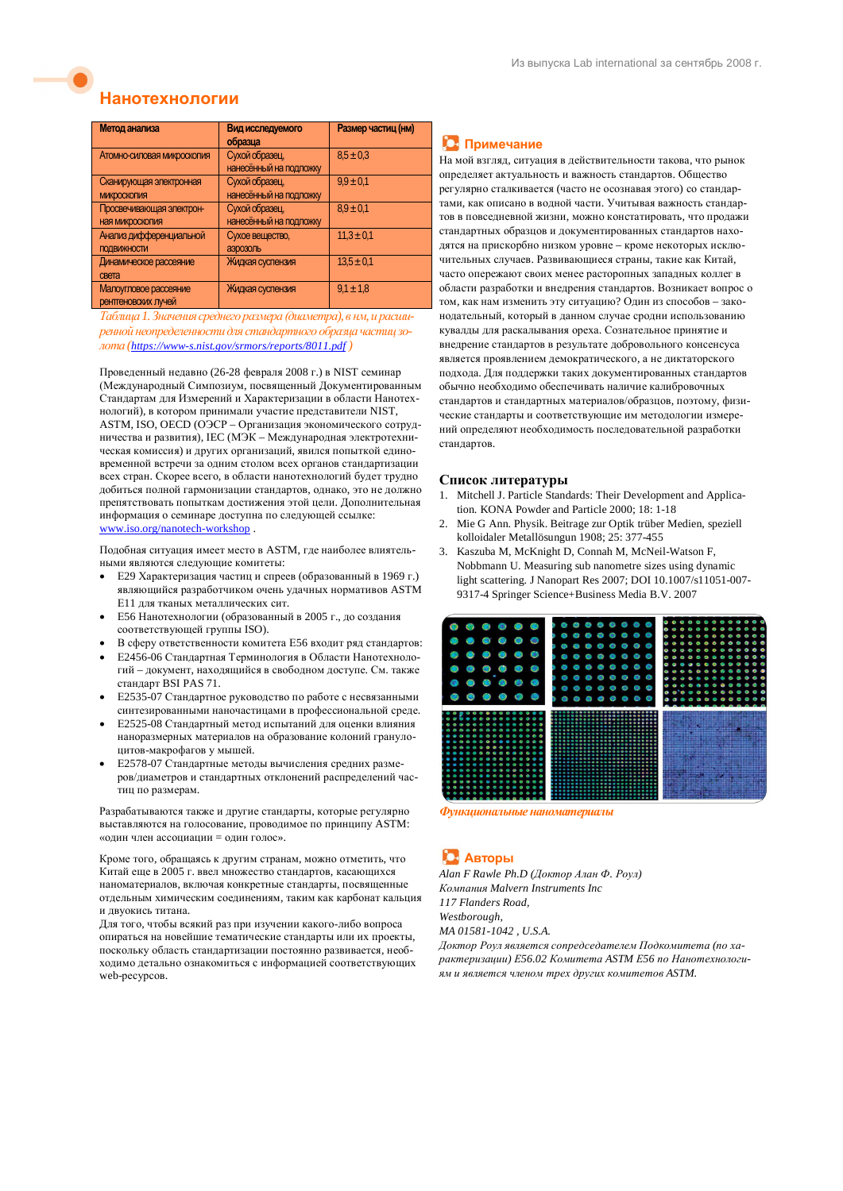## Нанотехнологии

| Метод анализа | Вид исследуемого образца | Размер частиц (нм) |
|---|---|---|
| Атомно-силовая микроскопия | Сухой образец, нанесённый на подложку | 8,5 ± 0,3 |
| Сканирующая электронная микроскопия | Сухой образец, нанесённый на подложку | 9,9 ± 0,1 |
| Просвечивающая электронная микроскопия | Сухой образец, нанесённый на подложку | 8,9 ± 0,1 |
| Анализ дифференциальной подвижности | Сухое вещество, аэрозоль | 11,3 ± 0,1 |
| Динамическое рассеяние света | Жидкая суспензия | 13,5 ± 0,1 |
| Малоугловое рассеяние рентгеновских лучей | Жидкая суспензия | 9,1 ± 1,8 |

*Таблица 1. Значения среднего размера (диаметра), в нм, и расширенной неопределенности для стандартного образца частиц золота (https://www-s.nist.gov/srmors/reports/8011.pdf )*

Проведенный недавно (26-28 февраля 2008 г.) в NIST семинар (Международный Симпозиум, посвященный Документированным Стандартам для Измерений и Характеризации в области Нанотехнологий), в котором принимали участие представители NIST, ASTM, ISO, OECD (ОЭСР – Организация экономического сотрудничества и развития), IEC (МЭК – Международная электротехническая комиссия) и других организаций, явился попыткой единовременной встречи за одним столом всех органов стандартизации всех стран. Скорее всего, в области нанотехнологий будет трудно добиться полной гармонизации стандартов, однако, это не должно препятствовать попыткам достижения этой цели. Дополнительная информация о семинаре доступна по следующей ссылке: www.iso.org/nanotech-workshop .

Подобная ситуация имеет место в ASTM, где наиболее влиятельными являются следующие комитеты:

- E29 Характеризация частиц и спреев (образованный в 1969 г.) являющийся разработчиком очень удачных нормативов ASTM E11 для тканых металлических сит.
- E56 Нанотехнологии (образованный в 2005 г., до создания соответствующей группы ISO).
- В сферу ответственности комитета E56 входит ряд стандартов:
- E2456-06 Стандартная Терминология в Области Нанотехнологий – документ, находящийся в свободном доступе. См. также стандарт BSI PAS 71.
- E2535-07 Стандартное руководство по работе с несвязанными синтезированными наночастицами в профессиональной среде.
- E2525-08 Стандартный метод испытаний для оценки влияния наноразмерных материалов на образование колоний гранулоцитов-макрофагов у мышей.
- E2578-07 Стандартные методы вычисления средних размеров/диаметров и стандартных отклонений распределений частиц по размерам.

Разрабатываются также и другие стандарты, которые регулярно выставляются на голосование, проводимое по принципу ASTM: «один член ассоциации = один голос».

Кроме того, обращаясь к другим странам, можно отметить, что Китай еще в 2005 г. ввел множество стандартов, касающихся наноматериалов, включая конкретные стандарты, посвященные отдельным химическим соединениям, таким как карбонат кальция и двуокись титана.

Для того, чтобы всякий раз при изучении какого-либо вопроса опираться на новейшие тематические стандарты или их проекты, поскольку область стандартизации постоянно развивается, необходимо детально ознакомиться с информацией соответствующих web-ресурсов.

### Примечание

На мой взгляд, ситуация в действительности такова, что рынок определяет актуальность и важность стандартов. Общество регулярно сталкивается (часто не осознавая этого) со стандартами, как описано в водной части. Учитывая важность стандартов в повседневной жизни, можно констатировать, что продажи стандартных образцов и документированных стандартов находятся на прискорбно низком уровне – кроме некоторых исключительных случаев. Развивающиеся страны, такие как Китай, часто опережают своих менее расторопных западных коллег в области разработки и внедрения стандартов. Возникает вопрос о том, как нам изменить эту ситуацию? Один из способов – законодательный, который в данном случае сродни использованию кувалды для раскалывания ореха. Сознательное принятие и внедрение стандартов в результате добровольного консенсуса является проявлением демократического, а не диктаторского подхода. Для поддержки таких документированных стандартов обычно необходимо обеспечивать наличие калибровочных стандартов и стандартных материалов/образцов, поэтому, физические стандарты и соответствующие им методологии измерений определяют необходимость последовательной разработки стандартов.

### Список литературы

1. Mitchell J. Particle Standards: Their Development and Application. KONA Powder and Particle 2000; 18: 1-18
2. Mie G Ann. Physik. Beitrage zur Optik trüber Medien, speziell kolloidaler Metallösungun 1908; 25: 377-455
3. Kaszuba M, McKnight D, Connah M, McNeil-Watson F, Nobbmann U. Measuring sub nanometre sizes using dynamic light scattering. J Nanopart Res 2007; DOI 10.1007/s11051-007-9317-4 Springer Science+Business Media B.V. 2007

*Функциональные наноматериалы*

### Авторы

*Alan F Rawle Ph.D (Доктор Алан Ф. Роул)*
*Компания Malvern Instruments Inc*
*117 Flanders Road,*
*Westborough,*
*MA 01581-1042 , U.S.A.*
*Доктор Роул является сопредседателем Подкомитета (по характеризации) E56.02 Комитета ASTM E56 по Нанотехнологиям и является членом трех других комитетов ASTM.*